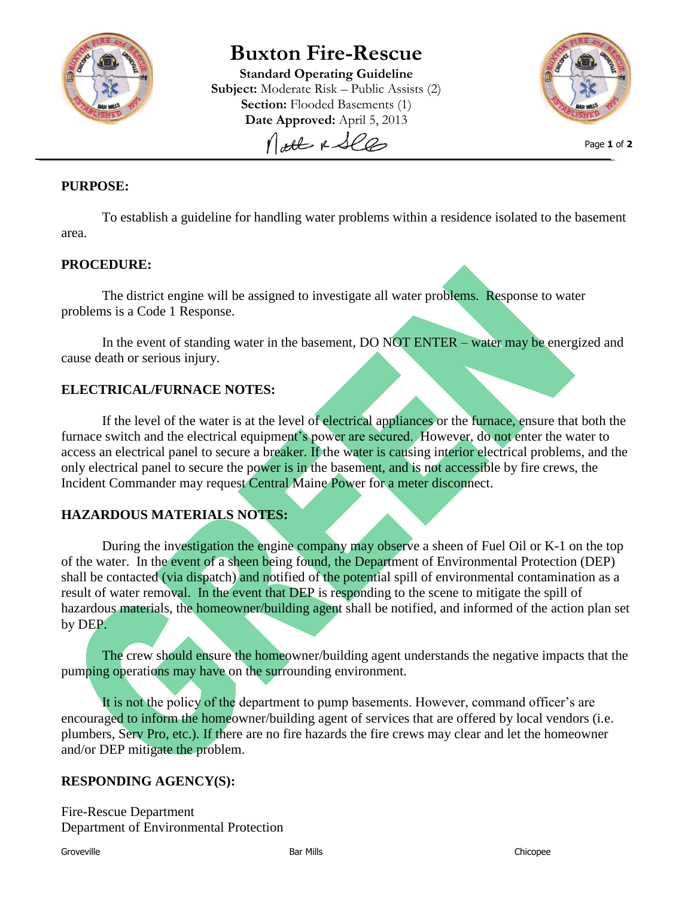# Buxton Fire-Rescue

**Standard Operating Guideline**
**Subject:** Moderate Risk – Public Assists (2)
**Section:** Flooded Basements (1)
**Date Approved:** April 5, 2013

## PURPOSE:

To establish a guideline for handling water problems within a residence isolated to the basement area.

## PROCEDURE:

The district engine will be assigned to investigate all water problems. Response to water problems is a Code 1 Response.

In the event of standing water in the basement, DO NOT ENTER – water may be energized and cause death or serious injury.

## ELECTRICAL/FURNACE NOTES:

If the level of the water is at the level of electrical appliances or the furnace, ensure that both the furnace switch and the electrical equipment's power are secured. However, do not enter the water to access an electrical panel to secure a breaker. If the water is causing interior electrical problems, and the only electrical panel to secure the power is in the basement, and is not accessible by fire crews, the Incident Commander may request Central Maine Power for a meter disconnect.

## HAZARDOUS MATERIALS NOTES:

During the investigation the engine company may observe a sheen of Fuel Oil or K-1 on the top of the water. In the event of a sheen being found, the Department of Environmental Protection (DEP) shall be contacted (via dispatch) and notified of the potential spill of environmental contamination as a result of water removal. In the event that DEP is responding to the scene to mitigate the spill of hazardous materials, the homeowner/building agent shall be notified, and informed of the action plan set by DEP.

The crew should ensure the homeowner/building agent understands the negative impacts that the pumping operations may have on the surrounding environment.

It is not the policy of the department to pump basements. However, command officer's are encouraged to inform the homeowner/building agent of services that are offered by local vendors (i.e. plumbers, Serv Pro, etc.). If there are no fire hazards the fire crews may clear and let the homeowner and/or DEP mitigate the problem.

## RESPONDING AGENCY(S):

Fire-Rescue Department
Department of Environmental Protection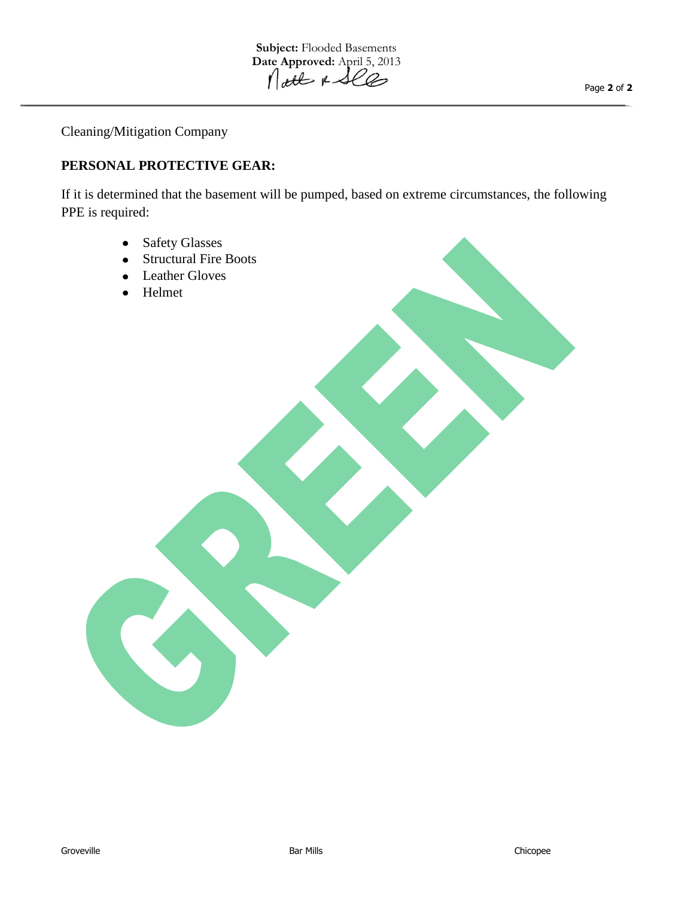Cleaning/Mitigation Company

**PERSONAL PROTECTIVE GEAR:**

If it is determined that the basement will be pumped, based on extreme circumstances, the following PPE is required:

- Safety Glasses
- Structural Fire Boots
- Leather Gloves
- Helmet